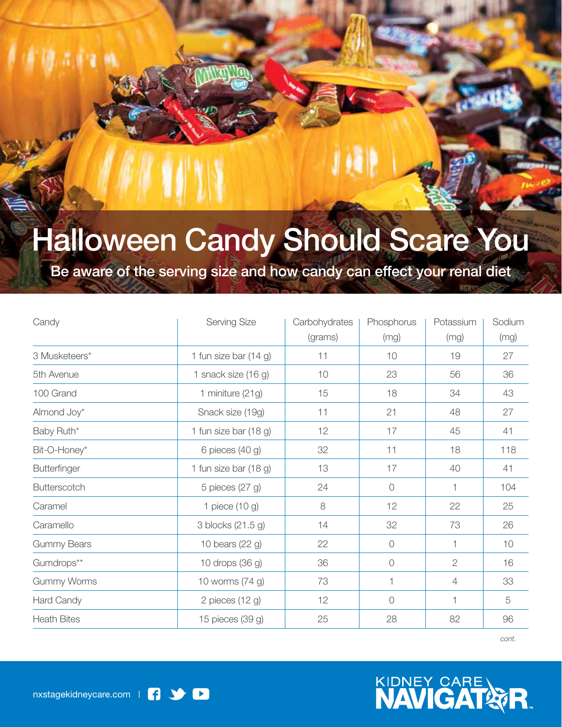# Halloween Candy Should Scare You

## Be aware of the serving size and how candy can effect your renal diet

| Candy | Serving Size | Carbohydrates (grams) | Phosphorus (mg) | Potassium (mg) | Sodium (mg) |
|---|---|---|---|---|---|
| 3 Musketeers* | 1 fun size bar (14 g) | 11 | 10 | 19 | 27 |
| 5th Avenue | 1 snack size (16 g) | 10 | 23 | 56 | 36 |
| 100 Grand | 1 miniture (21g) | 15 | 18 | 34 | 43 |
| Almond Joy* | Snack size (19g) | 11 | 21 | 48 | 27 |
| Baby Ruth* | 1 fun size bar (18 g) | 12 | 17 | 45 | 41 |
| Bit-O-Honey* | 6 pieces (40 g) | 32 | 11 | 18 | 118 |
| Butterfinger | 1 fun size bar (18 g) | 13 | 17 | 40 | 41 |
| Butterscotch | 5 pieces (27 g) | 24 | 0 | 1 | 104 |
| Caramel | 1 piece (10 g) | 8 | 12 | 22 | 25 |
| Caramello | 3 blocks (21.5 g) | 14 | 32 | 73 | 26 |
| Gummy Bears | 10 bears (22 g) | 22 | 0 | 1 | 10 |
| Gumdrops** | 10 drops (36 g) | 36 | 0 | 2 | 16 |
| Gummy Worms | 10 worms (74 g) | 73 | 1 | 4 | 33 |
| Hard Candy | 2 pieces (12 g) | 12 | 0 | 1 | 5 |
| Heath Bites | 15 pieces (39 g) | 25 | 28 | 82 | 96 |

*cont.*

nxstagekidneycare.com

KIDNEY CARE NAVIGATOR™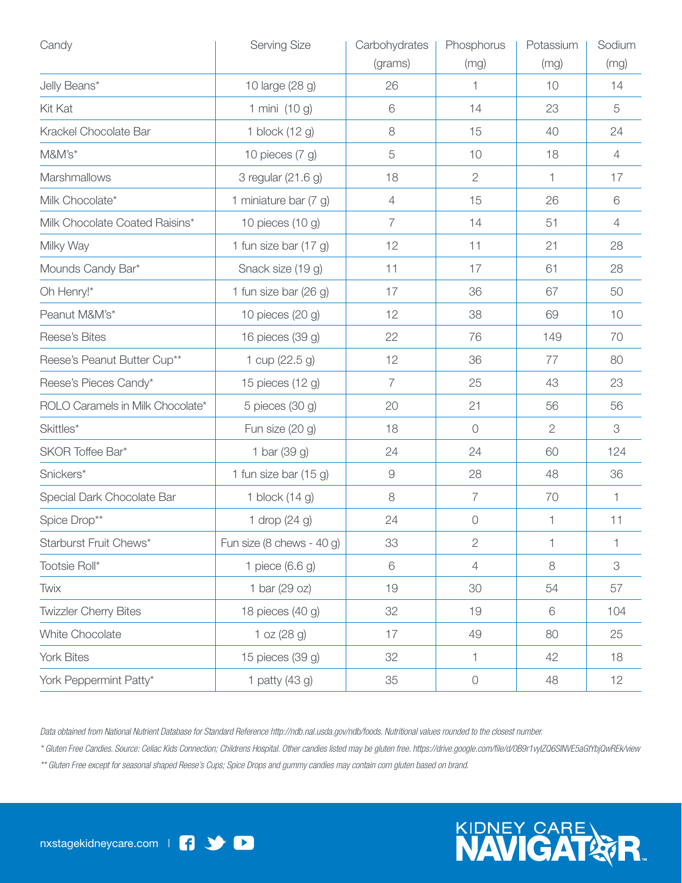| Candy | Serving Size | Carbohydrates (grams) | Phosphorus (mg) | Potassium (mg) | Sodium (mg) |
|---|---|---|---|---|---|
| Jelly Beans* | 10 large (28 g) | 26 | 1 | 10 | 14 |
| Kit Kat | 1 mini (10 g) | 6 | 14 | 23 | 5 |
| Krackel Chocolate Bar | 1 block (12 g) | 8 | 15 | 40 | 24 |
| M&M's* | 10 pieces (7 g) | 5 | 10 | 18 | 4 |
| Marshmallows | 3 regular (21.6 g) | 18 | 2 | 1 | 17 |
| Milk Chocolate* | 1 miniature bar (7 g) | 4 | 15 | 26 | 6 |
| Milk Chocolate Coated Raisins* | 10 pieces (10 g) | 7 | 14 | 51 | 4 |
| Milky Way | 1 fun size bar (17 g) | 12 | 11 | 21 | 28 |
| Mounds Candy Bar* | Snack size (19 g) | 11 | 17 | 61 | 28 |
| Oh Henry!* | 1 fun size bar (26 g) | 17 | 36 | 67 | 50 |
| Peanut M&M's* | 10 pieces (20 g) | 12 | 38 | 69 | 10 |
| Reese's Bites | 16 pieces (39 g) | 22 | 76 | 149 | 70 |
| Reese's Peanut Butter Cup** | 1 cup (22.5 g) | 12 | 36 | 77 | 80 |
| Reese's Pieces Candy* | 15 pieces (12 g) | 7 | 25 | 43 | 23 |
| ROLO Caramels in Milk Chocolate* | 5 pieces (30 g) | 20 | 21 | 56 | 56 |
| Skittles* | Fun size (20 g) | 18 | 0 | 2 | 3 |
| SKOR Toffee Bar* | 1 bar (39 g) | 24 | 24 | 60 | 124 |
| Snickers* | 1 fun size bar (15 g) | 9 | 28 | 48 | 36 |
| Special Dark Chocolate Bar | 1 block (14 g) | 8 | 7 | 70 | 1 |
| Spice Drop** | 1 drop (24 g) | 24 | 0 | 1 | 11 |
| Starburst Fruit Chews* | Fun size (8 chews - 40 g) | 33 | 2 | 1 | 1 |
| Tootsie Roll* | 1 piece (6.6 g) | 6 | 4 | 8 | 3 |
| Twix | 1 bar (29 oz) | 19 | 30 | 54 | 57 |
| Twizzler Cherry Bites | 18 pieces (40 g) | 32 | 19 | 6 | 104 |
| White Chocolate | 1 oz (28 g) | 17 | 49 | 80 | 25 |
| York Bites | 15 pieces (39 g) | 32 | 1 | 42 | 18 |
| York Peppermint Patty* | 1 patty (43 g) | 35 | 0 | 48 | 12 |

*Data obtained from National Nutrient Database for Standard Reference http://ndb.nal.usda.gov/ndb/foods. Nutritional values rounded to the closest number.*

*\* Gluten Free Candies. Source: Celiac Kids Connection; Childrens Hospital. Other candies listed may be gluten free. https://drive.google.com/file/d/0B9r1vylZQ6SlNVE5aGtYbjQwREk/view*

*\*\* Gluten Free except for seasonal shaped Reese's Cups; Spice Drops and gummy candies may contain corn gluten based on brand.*

nxstagekidneycare.com

KIDNEY CARE NAVIGATOR